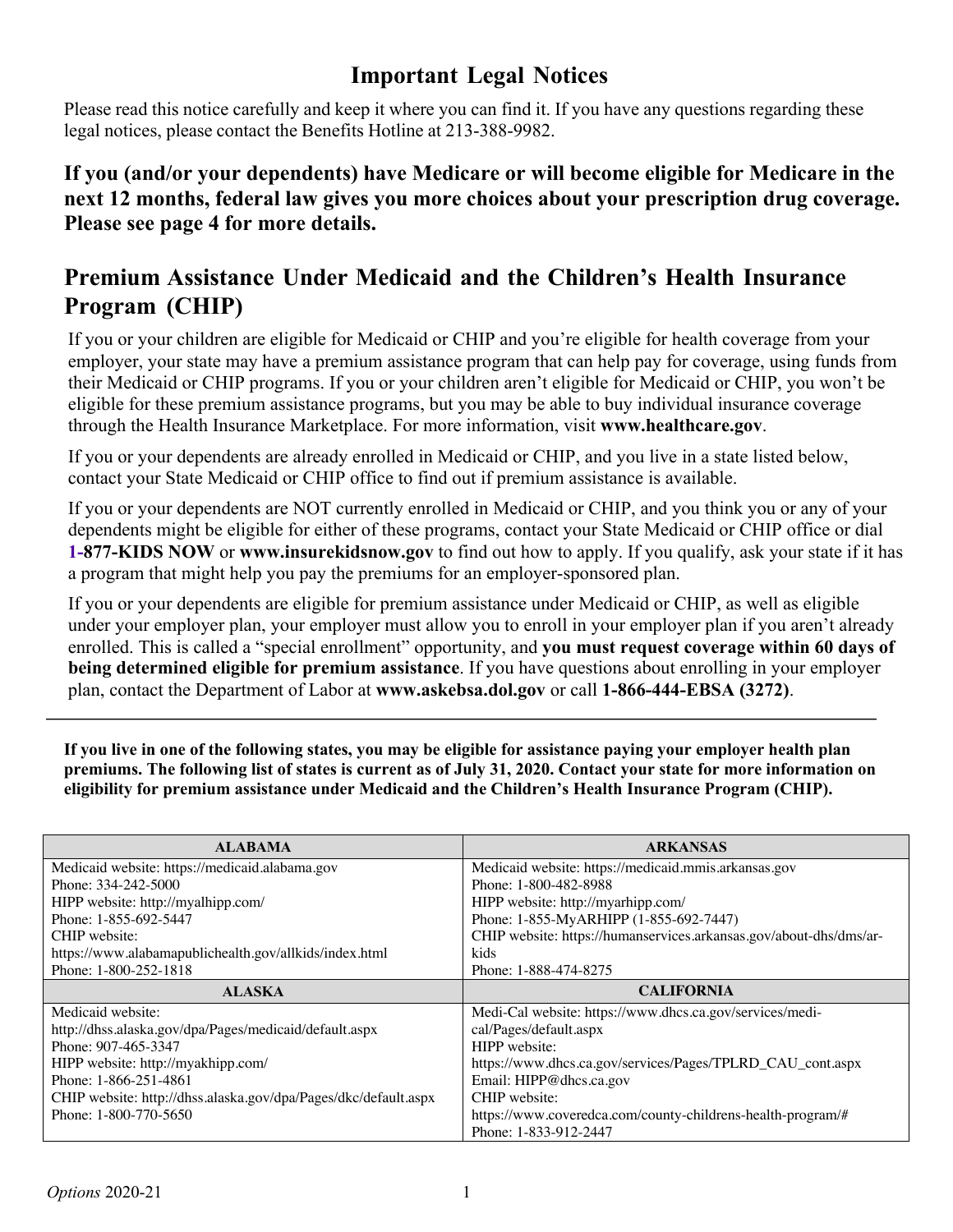# Important Legal Notices

Please read this notice carefully and keep it where you can find it. If you have any questions regarding these legal notices, please contact the Benefits Hotline at 213-388-9982.

**If you (and/or your dependents) have Medicare or will become eligible for Medicare in the next 12 months, federal law gives you more choices about your prescription drug coverage. Please see page 4 for more details.**

## Premium Assistance Under Medicaid and the Children's Health Insurance Program (CHIP)

If you or your children are eligible for Medicaid or CHIP and you're eligible for health coverage from your employer, your state may have a premium assistance program that can help pay for coverage, using funds from their Medicaid or CHIP programs. If you or your children aren't eligible for Medicaid or CHIP, you won't be eligible for these premium assistance programs, but you may be able to buy individual insurance coverage through the Health Insurance Marketplace. For more information, visit **www.healthcare.gov**.

If you or your dependents are already enrolled in Medicaid or CHIP, and you live in a state listed below, contact your State Medicaid or CHIP office to find out if premium assistance is available.

If you or your dependents are NOT currently enrolled in Medicaid or CHIP, and you think you or any of your dependents might be eligible for either of these programs, contact your State Medicaid or CHIP office or dial **1-877-KIDS NOW** or **www.insurekidsnow.gov** to find out how to apply. If you qualify, ask your state if it has a program that might help you pay the premiums for an employer-sponsored plan.

If you or your dependents are eligible for premium assistance under Medicaid or CHIP, as well as eligible under your employer plan, your employer must allow you to enroll in your employer plan if you aren't already enrolled. This is called a "special enrollment" opportunity, and **you must request coverage within 60 days of being determined eligible for premium assistance**. If you have questions about enrolling in your employer plan, contact the Department of Labor at **www.askebsa.dol.gov** or call **1-866-444-EBSA (3272)**.

---

**If you live in one of the following states, you may be eligible for assistance paying your employer health plan premiums. The following list of states is current as of July 31, 2020. Contact your state for more information on eligibility for premium assistance under Medicaid and the Children's Health Insurance Program (CHIP).**

| ALABAMA | ARKANSAS |
|---|---|
| Medicaid website: https://medicaid.alabama.gov<br>Phone: 334-242-5000<br>HIPP website: http://myalhipp.com/<br>Phone: 1-855-692-5447<br>CHIP website:<br>https://www.alabamapublichealth.gov/allkids/index.html<br>Phone: 1-800-252-1818 | Medicaid website: https://medicaid.mmis.arkansas.gov<br>Phone: 1-800-482-8988<br>HIPP website: http://myarhipp.com/<br>Phone: 1-855-MyARHIPP (1-855-692-7447)<br>CHIP website: https://humanservices.arkansas.gov/about-dhs/dms/ar-kids<br>Phone: 1-888-474-8275 |
| **ALASKA** | **CALIFORNIA** |
| Medicaid website:<br>http://dhss.alaska.gov/dpa/Pages/medicaid/default.aspx<br>Phone: 907-465-3347<br>HIPP website: http://myakhipp.com/<br>Phone: 1-866-251-4861<br>CHIP website: http://dhss.alaska.gov/dpa/Pages/dkc/default.aspx<br>Phone: 1-800-770-5650 | Medi-Cal website: https://www.dhcs.ca.gov/services/medi-cal/Pages/default.aspx<br>HIPP website:<br>https://www.dhcs.ca.gov/services/Pages/TPLRD_CAU_cont.aspx<br>Email: HIPP@dhcs.ca.gov<br>CHIP website:<br>https://www.coveredca.com/county-childrens-health-program/#<br>Phone: 1-833-912-2447 |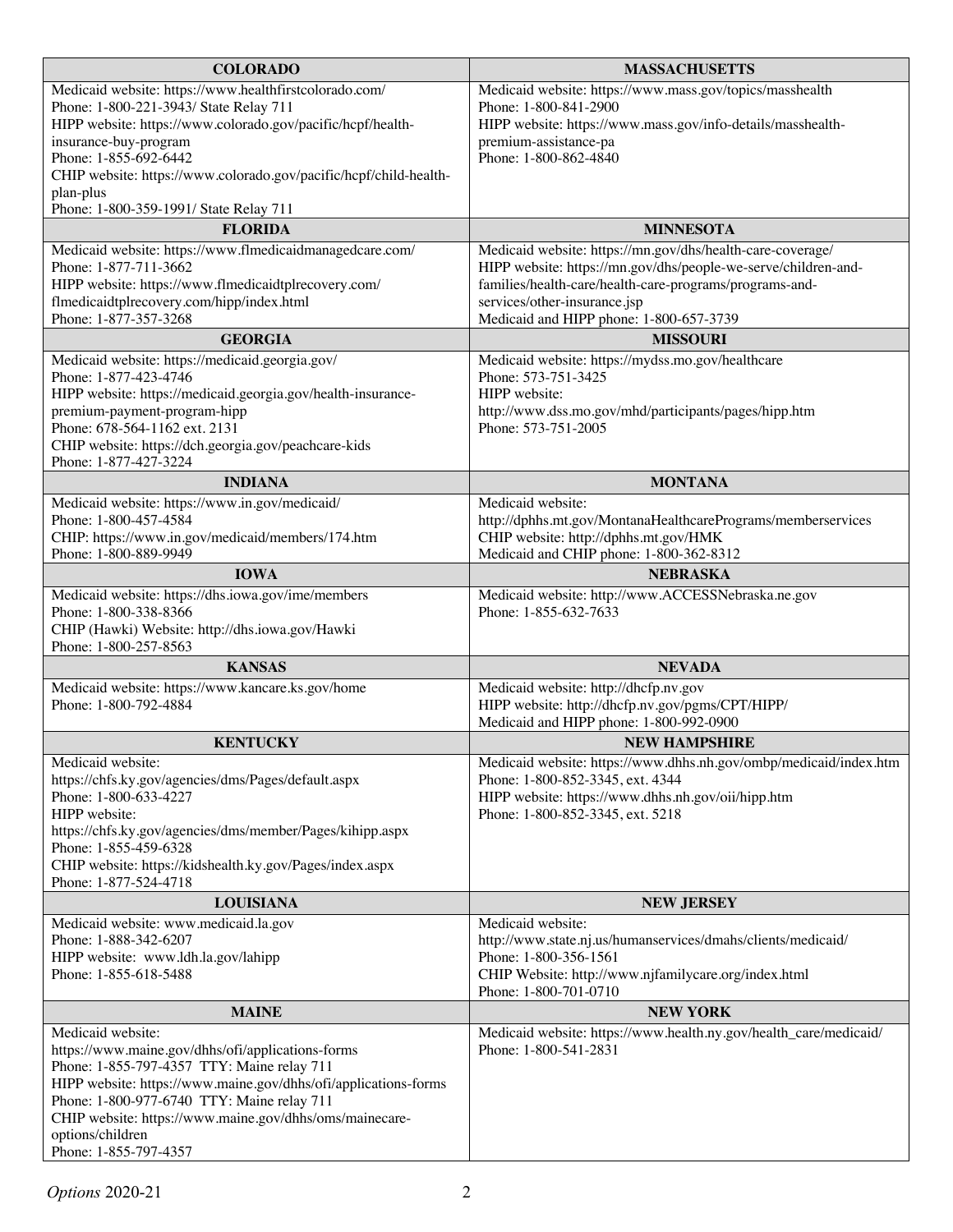| COLORADO | MASSACHUSETTS |
| --- | --- |
| Medicaid website: https://www.healthfirstcolorado.com/<br>Phone: 1-800-221-3943/ State Relay 711<br>HIPP website: https://www.colorado.gov/pacific/hcpf/health-insurance-buy-program<br>Phone: 1-855-692-6442<br>CHIP website: https://www.colorado.gov/pacific/hcpf/child-health-plan-plus<br>Phone: 1-800-359-1991/ State Relay 711 | Medicaid website: https://www.mass.gov/topics/masshealth<br>Phone: 1-800-841-2900<br>HIPP website: https://www.mass.gov/info-details/masshealth-premium-assistance-pa<br>Phone: 1-800-862-4840 |
| **FLORIDA** | **MINNESOTA** |
| Medicaid website: https://www.flmedicaidmanagedcare.com/<br>Phone: 1-877-711-3662<br>HIPP website: https://www.flmedicaidtplrecovery.com/flmedicaidtplrecovery.com/hipp/index.html<br>Phone: 1-877-357-3268 | Medicaid website: https://mn.gov/dhs/health-care-coverage/<br>HIPP website: https://mn.gov/dhs/people-we-serve/children-and-families/health-care/health-care-programs/programs-and-services/other-insurance.jsp<br>Medicaid and HIPP phone: 1-800-657-3739 |
| **GEORGIA** | **MISSOURI** |
| Medicaid website: https://medicaid.georgia.gov/<br>Phone: 1-877-423-4746<br>HIPP website: https://medicaid.georgia.gov/health-insurance-premium-payment-program-hipp<br>Phone: 678-564-1162 ext. 2131<br>CHIP website: https://dch.georgia.gov/peachcare-kids<br>Phone: 1-877-427-3224 | Medicaid website: https://mydss.mo.gov/healthcare<br>Phone: 573-751-3425<br>HIPP website:<br>http://www.dss.mo.gov/mhd/participants/pages/hipp.htm<br>Phone: 573-751-2005 |
| **INDIANA** | **MONTANA** |
| Medicaid website: https://www.in.gov/medicaid/<br>Phone: 1-800-457-4584<br>CHIP: https://www.in.gov/medicaid/members/174.htm<br>Phone: 1-800-889-9949 | Medicaid website:<br>http://dphhs.mt.gov/MontanaHealthcarePrograms/memberservices<br>CHIP website: http://dphhs.mt.gov/HMK<br>Medicaid and CHIP phone: 1-800-362-8312 |
| **IOWA** | **NEBRASKA** |
| Medicaid website: https://dhs.iowa.gov/ime/members<br>Phone: 1-800-338-8366<br>CHIP (Hawki) Website: http://dhs.iowa.gov/Hawki<br>Phone: 1-800-257-8563 | Medicaid website: http://www.ACCESSNebraska.ne.gov<br>Phone: 1-855-632-7633 |
| **KANSAS** | **NEVADA** |
| Medicaid website: https://www.kancare.ks.gov/home<br>Phone: 1-800-792-4884 | Medicaid website: http://dhcfp.nv.gov<br>HIPP website: http://dhcfp.nv.gov/pgms/CPT/HIPP/<br>Medicaid and HIPP phone: 1-800-992-0900 |
| **KENTUCKY** | **NEW HAMPSHIRE** |
| Medicaid website:<br>https://chfs.ky.gov/agencies/dms/Pages/default.aspx<br>Phone: 1-800-633-4227<br>HIPP website:<br>https://chfs.ky.gov/agencies/dms/member/Pages/kihipp.aspx<br>Phone: 1-855-459-6328<br>CHIP website: https://kidshealth.ky.gov/Pages/index.aspx<br>Phone: 1-877-524-4718 | Medicaid website: https://www.dhhs.nh.gov/ombp/medicaid/index.htm<br>Phone: 1-800-852-3345, ext. 4344<br>HIPP website: https://www.dhhs.nh.gov/oii/hipp.htm<br>Phone: 1-800-852-3345, ext. 5218 |
| **LOUISIANA** | **NEW JERSEY** |
| Medicaid website: www.medicaid.la.gov<br>Phone: 1-888-342-6207<br>HIPP website: www.ldh.la.gov/lahipp<br>Phone: 1-855-618-5488 | Medicaid website:<br>http://www.state.nj.us/humanservices/dmahs/clients/medicaid/<br>Phone: 1-800-356-1561<br>CHIP Website: http://www.njfamilycare.org/index.html<br>Phone: 1-800-701-0710 |
| **MAINE** | **NEW YORK** |
| Medicaid website:<br>https://www.maine.gov/dhhs/ofi/applications-forms<br>Phone: 1-855-797-4357 TTY: Maine relay 711<br>HIPP website: https://www.maine.gov/dhhs/ofi/applications-forms<br>Phone: 1-800-977-6740 TTY: Maine relay 711<br>CHIP website: https://www.maine.gov/dhhs/oms/mainecare-options/children<br>Phone: 1-855-797-4357 | Medicaid website: https://www.health.ny.gov/health_care/medicaid/<br>Phone: 1-800-541-2831 |

*Options* 2020-21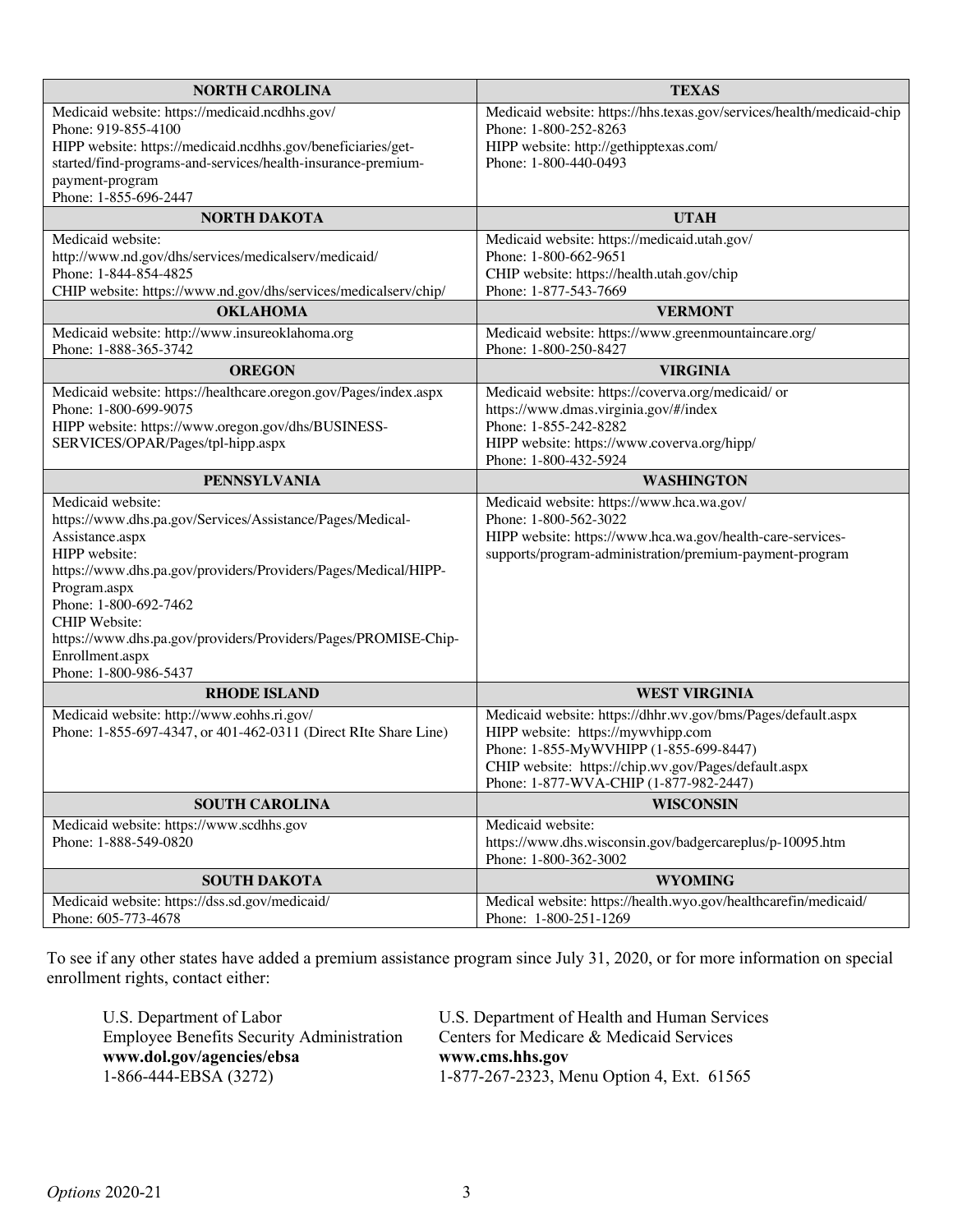| NORTH CAROLINA | TEXAS |
|---|---|
| Medicaid website: https://medicaid.ncdhhs.gov/<br>Phone: 919-855-4100<br>HIPP website: https://medicaid.ncdhhs.gov/beneficiaries/get-started/find-programs-and-services/health-insurance-premium-payment-program<br>Phone: 1-855-696-2447 | Medicaid website: https://hhs.texas.gov/services/health/medicaid-chip<br>Phone: 1-800-252-8263<br>HIPP website: http://gethipptexas.com/<br>Phone: 1-800-440-0493 |
| **NORTH DAKOTA** | **UTAH** |
| Medicaid website: http://www.nd.gov/dhs/services/medicalserv/medicaid/<br>Phone: 1-844-854-4825<br>CHIP website: https://www.nd.gov/dhs/services/medicalserv/chip/ | Medicaid website: https://medicaid.utah.gov/<br>Phone: 1-800-662-9651<br>CHIP website: https://health.utah.gov/chip<br>Phone: 1-877-543-7669 |
| **OKLAHOMA** | **VERMONT** |
| Medicaid website: http://www.insureoklahoma.org<br>Phone: 1-888-365-3742 | Medicaid website: https://www.greenmountaincare.org/<br>Phone: 1-800-250-8427 |
| **OREGON** | **VIRGINIA** |
| Medicaid website: https://healthcare.oregon.gov/Pages/index.aspx<br>Phone: 1-800-699-9075<br>HIPP website: https://www.oregon.gov/dhs/BUSINESS-SERVICES/OPAR/Pages/tpl-hipp.aspx | Medicaid website: https://coverva.org/medicaid/ or https://www.dmas.virginia.gov/#/index<br>Phone: 1-855-242-8282<br>HIPP website: https://www.coverva.org/hipp/<br>Phone: 1-800-432-5924 |
| **PENNSYLVANIA** | **WASHINGTON** |
| Medicaid website: https://www.dhs.pa.gov/Services/Assistance/Pages/Medical-Assistance.aspx<br>HIPP website: https://www.dhs.pa.gov/providers/Providers/Pages/Medical/HIPP-Program.aspx<br>Phone: 1-800-692-7462<br>CHIP Website: https://www.dhs.pa.gov/providers/Providers/Pages/PROMISE-Chip-Enrollment.aspx<br>Phone: 1-800-986-5437 | Medicaid website: https://www.hca.wa.gov/<br>Phone: 1-800-562-3022<br>HIPP website: https://www.hca.wa.gov/health-care-services-supports/program-administration/premium-payment-program |
| **RHODE ISLAND** | **WEST VIRGINIA** |
| Medicaid website: http://www.eohhs.ri.gov/<br>Phone: 1-855-697-4347, or 401-462-0311 (Direct RIte Share Line) | Medicaid website: https://dhhr.wv.gov/bms/Pages/default.aspx<br>HIPP website: https://mywvhipp.com<br>Phone: 1-855-MyWVHIPP (1-855-699-8447)<br>CHIP website: https://chip.wv.gov/Pages/default.aspx<br>Phone: 1-877-WVA-CHIP (1-877-982-2447) |
| **SOUTH CAROLINA** | **WISCONSIN** |
| Medicaid website: https://www.scdhhs.gov<br>Phone: 1-888-549-0820 | Medicaid website: https://www.dhs.wisconsin.gov/badgercareplus/p-10095.htm<br>Phone: 1-800-362-3002 |
| **SOUTH DAKOTA** | **WYOMING** |
| Medicaid website: https://dss.sd.gov/medicaid/<br>Phone: 605-773-4678 | Medical website: https://health.wyo.gov/healthcarefin/medicaid/<br>Phone: 1-800-251-1269 |

To see if any other states have added a premium assistance program since July 31, 2020, or for more information on special enrollment rights, contact either:

U.S. Department of Labor
Employee Benefits Security Administration
**www.dol.gov/agencies/ebsa**
1-866-444-EBSA (3272)

U.S. Department of Health and Human Services
Centers for Medicare & Medicaid Services
**www.cms.hhs.gov**
1-877-267-2323, Menu Option 4, Ext. 61565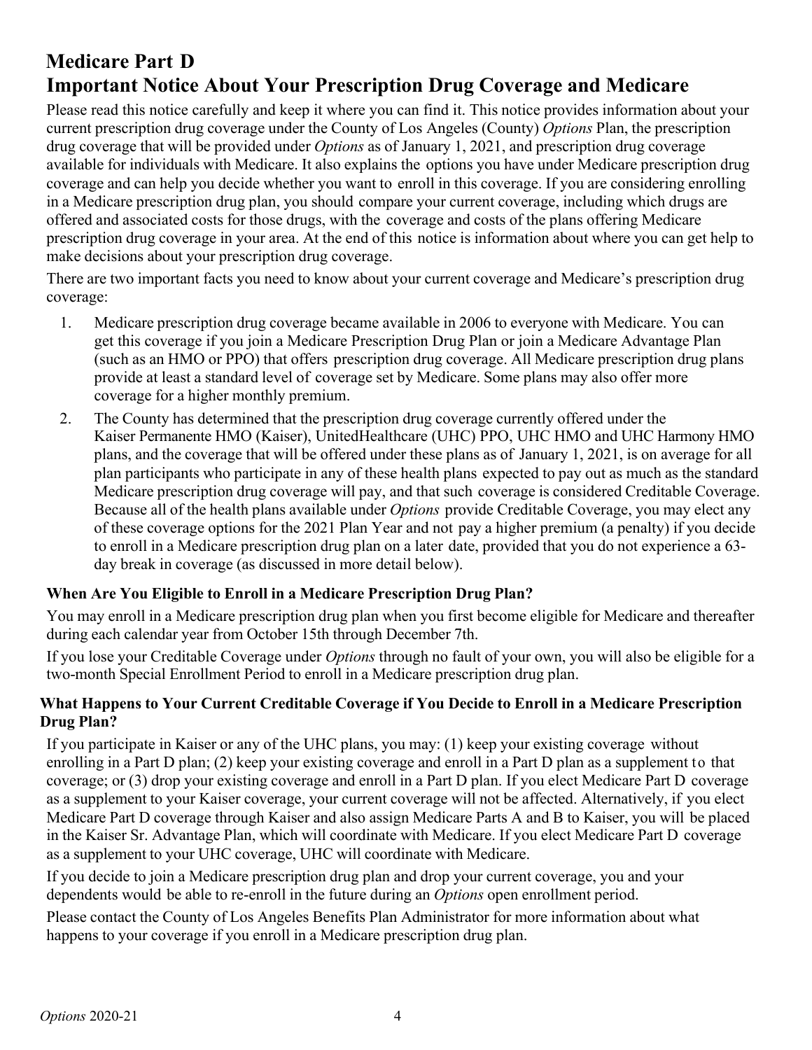# Medicare Part D

# Important Notice About Your Prescription Drug Coverage and Medicare

Please read this notice carefully and keep it where you can find it. This notice provides information about your current prescription drug coverage under the County of Los Angeles (County) *Options* Plan, the prescription drug coverage that will be provided under *Options* as of January 1, 2021, and prescription drug coverage available for individuals with Medicare. It also explains the options you have under Medicare prescription drug coverage and can help you decide whether you want to enroll in this coverage. If you are considering enrolling in a Medicare prescription drug plan, you should compare your current coverage, including which drugs are offered and associated costs for those drugs, with the coverage and costs of the plans offering Medicare prescription drug coverage in your area. At the end of this notice is information about where you can get help to make decisions about your prescription drug coverage.

There are two important facts you need to know about your current coverage and Medicare's prescription drug coverage:

1. Medicare prescription drug coverage became available in 2006 to everyone with Medicare. You can get this coverage if you join a Medicare Prescription Drug Plan or join a Medicare Advantage Plan (such as an HMO or PPO) that offers prescription drug coverage. All Medicare prescription drug plans provide at least a standard level of coverage set by Medicare. Some plans may also offer more coverage for a higher monthly premium.
2. The County has determined that the prescription drug coverage currently offered under the Kaiser Permanente HMO (Kaiser), UnitedHealthcare (UHC) PPO, UHC HMO and UHC Harmony HMO plans, and the coverage that will be offered under these plans as of January 1, 2021, is on average for all plan participants who participate in any of these health plans expected to pay out as much as the standard Medicare prescription drug coverage will pay, and that such coverage is considered Creditable Coverage. Because all of the health plans available under *Options* provide Creditable Coverage, you may elect any of these coverage options for the 2021 Plan Year and not pay a higher premium (a penalty) if you decide to enroll in a Medicare prescription drug plan on a later date, provided that you do not experience a 63-day break in coverage (as discussed in more detail below).

### When Are You Eligible to Enroll in a Medicare Prescription Drug Plan?

You may enroll in a Medicare prescription drug plan when you first become eligible for Medicare and thereafter during each calendar year from October 15th through December 7th.

If you lose your Creditable Coverage under *Options* through no fault of your own, you will also be eligible for a two-month Special Enrollment Period to enroll in a Medicare prescription drug plan.

### What Happens to Your Current Creditable Coverage if You Decide to Enroll in a Medicare Prescription Drug Plan?

If you participate in Kaiser or any of the UHC plans, you may: (1) keep your existing coverage without enrolling in a Part D plan; (2) keep your existing coverage and enroll in a Part D plan as a supplement to that coverage; or (3) drop your existing coverage and enroll in a Part D plan. If you elect Medicare Part D coverage as a supplement to your Kaiser coverage, your current coverage will not be affected. Alternatively, if you elect Medicare Part D coverage through Kaiser and also assign Medicare Parts A and B to Kaiser, you will be placed in the Kaiser Sr. Advantage Plan, which will coordinate with Medicare. If you elect Medicare Part D coverage as a supplement to your UHC coverage, UHC will coordinate with Medicare.

If you decide to join a Medicare prescription drug plan and drop your current coverage, you and your dependents would be able to re-enroll in the future during an *Options* open enrollment period.

Please contact the County of Los Angeles Benefits Plan Administrator for more information about what happens to your coverage if you enroll in a Medicare prescription drug plan.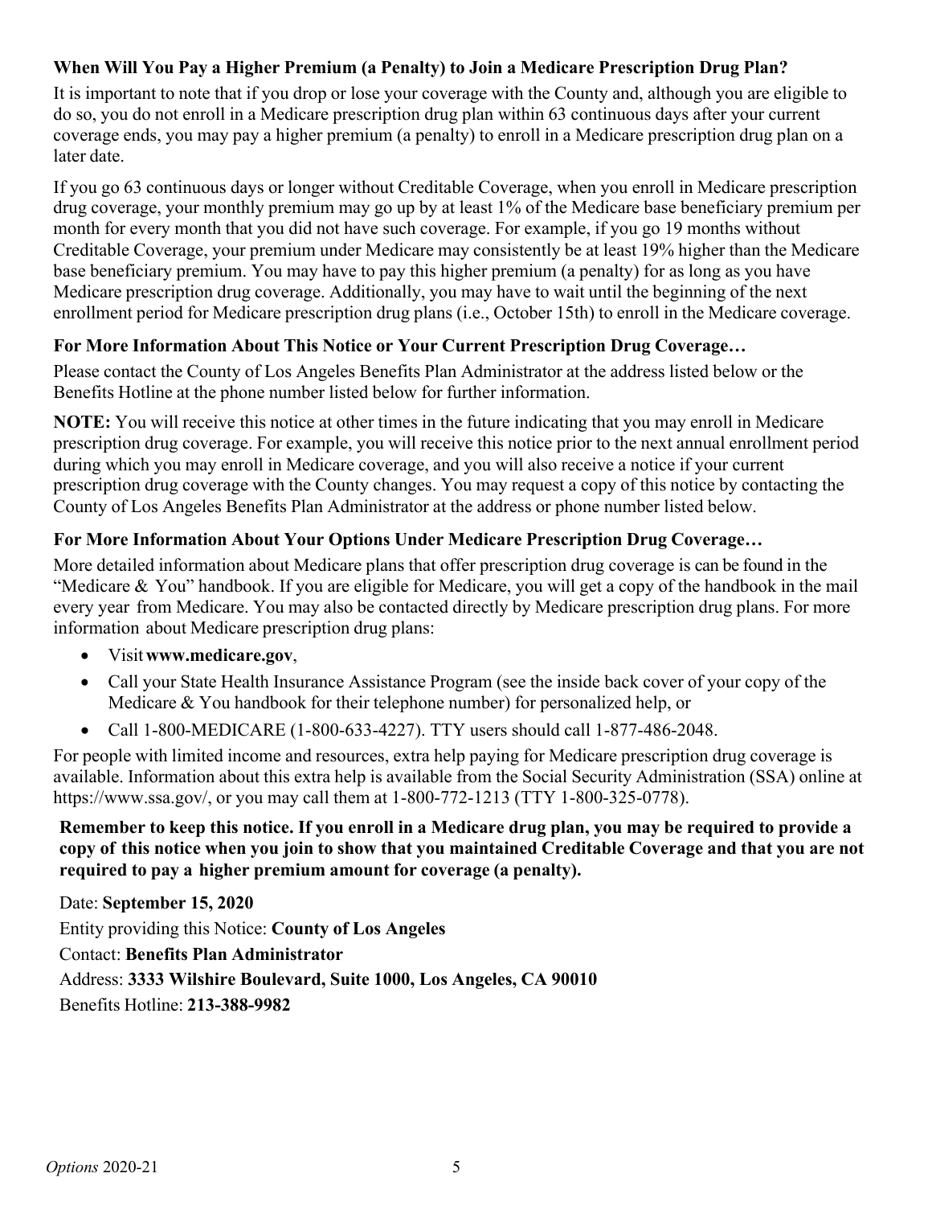**When Will You Pay a Higher Premium (a Penalty) to Join a Medicare Prescription Drug Plan?**

It is important to note that if you drop or lose your coverage with the County and, although you are eligible to do so, you do not enroll in a Medicare prescription drug plan within 63 continuous days after your current coverage ends, you may pay a higher premium (a penalty) to enroll in a Medicare prescription drug plan on a later date.

If you go 63 continuous days or longer without Creditable Coverage, when you enroll in Medicare prescription drug coverage, your monthly premium may go up by at least 1% of the Medicare base beneficiary premium per month for every month that you did not have such coverage. For example, if you go 19 months without Creditable Coverage, your premium under Medicare may consistently be at least 19% higher than the Medicare base beneficiary premium. You may have to pay this higher premium (a penalty) for as long as you have Medicare prescription drug coverage. Additionally, you may have to wait until the beginning of the next enrollment period for Medicare prescription drug plans (i.e., October 15th) to enroll in the Medicare coverage.

**For More Information About This Notice or Your Current Prescription Drug Coverage…**

Please contact the County of Los Angeles Benefits Plan Administrator at the address listed below or the Benefits Hotline at the phone number listed below for further information.

**NOTE:** You will receive this notice at other times in the future indicating that you may enroll in Medicare prescription drug coverage. For example, you will receive this notice prior to the next annual enrollment period during which you may enroll in Medicare coverage, and you will also receive a notice if your current prescription drug coverage with the County changes. You may request a copy of this notice by contacting the County of Los Angeles Benefits Plan Administrator at the address or phone number listed below.

**For More Information About Your Options Under Medicare Prescription Drug Coverage…**

More detailed information about Medicare plans that offer prescription drug coverage is can be found in the "Medicare & You" handbook. If you are eligible for Medicare, you will get a copy of the handbook in the mail every year from Medicare. You may also be contacted directly by Medicare prescription drug plans. For more information about Medicare prescription drug plans:

- Visit **www.medicare.gov**,
- Call your State Health Insurance Assistance Program (see the inside back cover of your copy of the Medicare & You handbook for their telephone number) for personalized help, or
- Call 1-800-MEDICARE (1-800-633-4227). TTY users should call 1-877-486-2048.

For people with limited income and resources, extra help paying for Medicare prescription drug coverage is available. Information about this extra help is available from the Social Security Administration (SSA) online at https://www.ssa.gov/, or you may call them at 1-800-772-1213 (TTY 1-800-325-0778).

**Remember to keep this notice. If you enroll in a Medicare drug plan, you may be required to provide a copy of this notice when you join to show that you maintained Creditable Coverage and that you are not required to pay a higher premium amount for coverage (a penalty).**

Date: **September 15, 2020**

Entity providing this Notice: **County of Los Angeles**

Contact: **Benefits Plan Administrator**

Address: **3333 Wilshire Boulevard, Suite 1000, Los Angeles, CA 90010**

Benefits Hotline: **213-388-9982**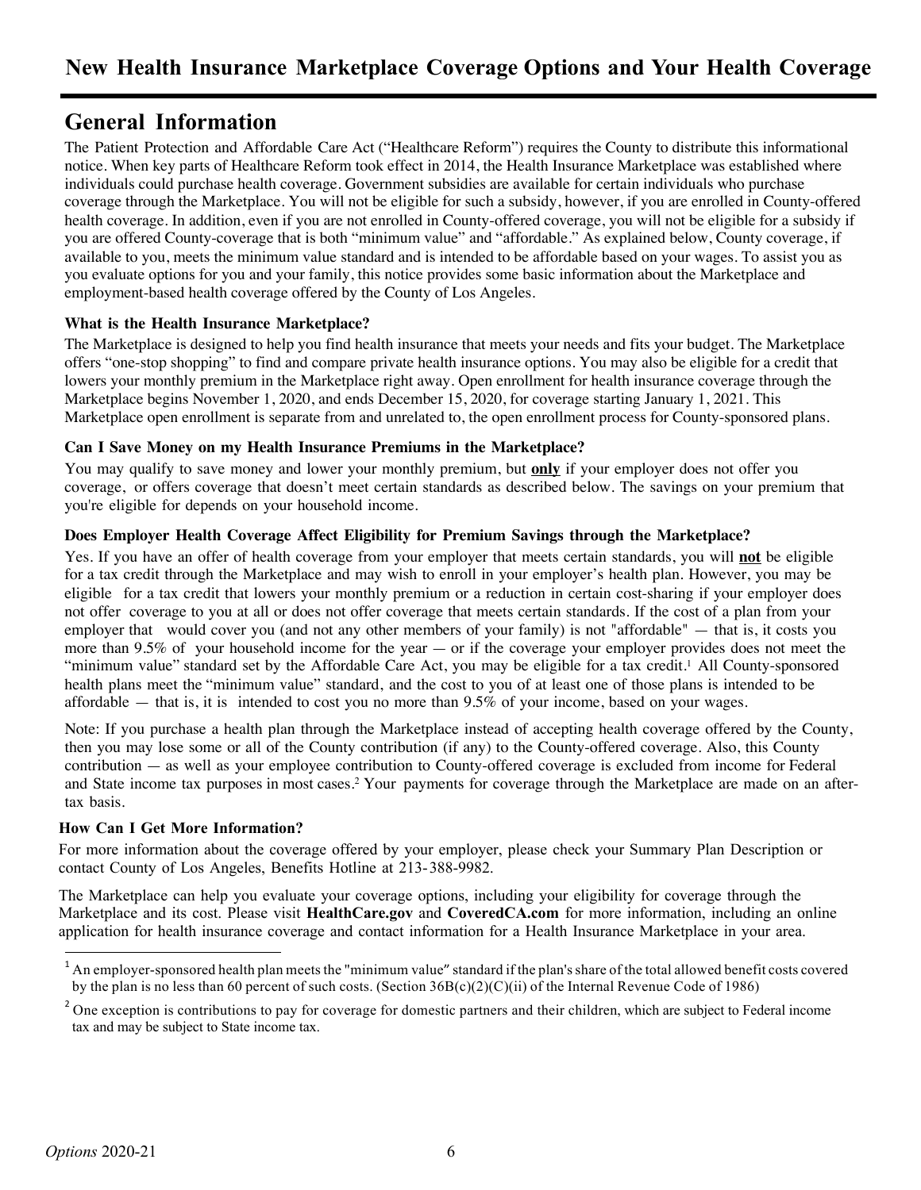# New Health Insurance Marketplace Coverage Options and Your Health Coverage

## General Information

The Patient Protection and Affordable Care Act ("Healthcare Reform") requires the County to distribute this informational notice. When key parts of Healthcare Reform took effect in 2014, the Health Insurance Marketplace was established where individuals could purchase health coverage. Government subsidies are available for certain individuals who purchase coverage through the Marketplace. You will not be eligible for such a subsidy, however, if you are enrolled in County-offered health coverage. In addition, even if you are not enrolled in County-offered coverage, you will not be eligible for a subsidy if you are offered County-coverage that is both "minimum value" and "affordable." As explained below, County coverage, if available to you, meets the minimum value standard and is intended to be affordable based on your wages. To assist you as you evaluate options for you and your family, this notice provides some basic information about the Marketplace and employment-based health coverage offered by the County of Los Angeles.

### What is the Health Insurance Marketplace?

The Marketplace is designed to help you find health insurance that meets your needs and fits your budget. The Marketplace offers "one-stop shopping" to find and compare private health insurance options. You may also be eligible for a credit that lowers your monthly premium in the Marketplace right away. Open enrollment for health insurance coverage through the Marketplace begins November 1, 2020, and ends December 15, 2020, for coverage starting January 1, 2021. This Marketplace open enrollment is separate from and unrelated to, the open enrollment process for County-sponsored plans.

### Can I Save Money on my Health Insurance Premiums in the Marketplace?

You may qualify to save money and lower your monthly premium, but **only** if your employer does not offer you coverage, or offers coverage that doesn't meet certain standards as described below. The savings on your premium that you're eligible for depends on your household income.

### Does Employer Health Coverage Affect Eligibility for Premium Savings through the Marketplace?

Yes. If you have an offer of health coverage from your employer that meets certain standards, you will **not** be eligible for a tax credit through the Marketplace and may wish to enroll in your employer's health plan. However, you may be eligible for a tax credit that lowers your monthly premium or a reduction in certain cost-sharing if your employer does not offer coverage to you at all or does not offer coverage that meets certain standards. If the cost of a plan from your employer that would cover you (and not any other members of your family) is not "affordable" — that is, it costs you more than 9.5% of your household income for the year — or if the coverage your employer provides does not meet the "minimum value" standard set by the Affordable Care Act, you may be eligible for a tax credit.[1] All County-sponsored health plans meet the "minimum value" standard, and the cost to you of at least one of those plans is intended to be affordable — that is, it is intended to cost you no more than 9.5% of your income, based on your wages.

Note: If you purchase a health plan through the Marketplace instead of accepting health coverage offered by the County, then you may lose some or all of the County contribution (if any) to the County-offered coverage. Also, this County contribution — as well as your employee contribution to County-offered coverage is excluded from income for Federal and State income tax purposes in most cases.[2] Your payments for coverage through the Marketplace are made on an after-tax basis.

### How Can I Get More Information?

For more information about the coverage offered by your employer, please check your Summary Plan Description or contact County of Los Angeles, Benefits Hotline at 213-388-9982.

The Marketplace can help you evaluate your coverage options, including your eligibility for coverage through the Marketplace and its cost. Please visit **HealthCare.gov** and **CoveredCA.com** for more information, including an online application for health insurance coverage and contact information for a Health Insurance Marketplace in your area.

---

[1] An employer-sponsored health plan meets the "minimum value" standard if the plan's share of the total allowed benefit costs covered by the plan is no less than 60 percent of such costs. (Section 36B(c)(2)(C)(ii) of the Internal Revenue Code of 1986)

[2] One exception is contributions to pay for coverage for domestic partners and their children, which are subject to Federal income tax and may be subject to State income tax.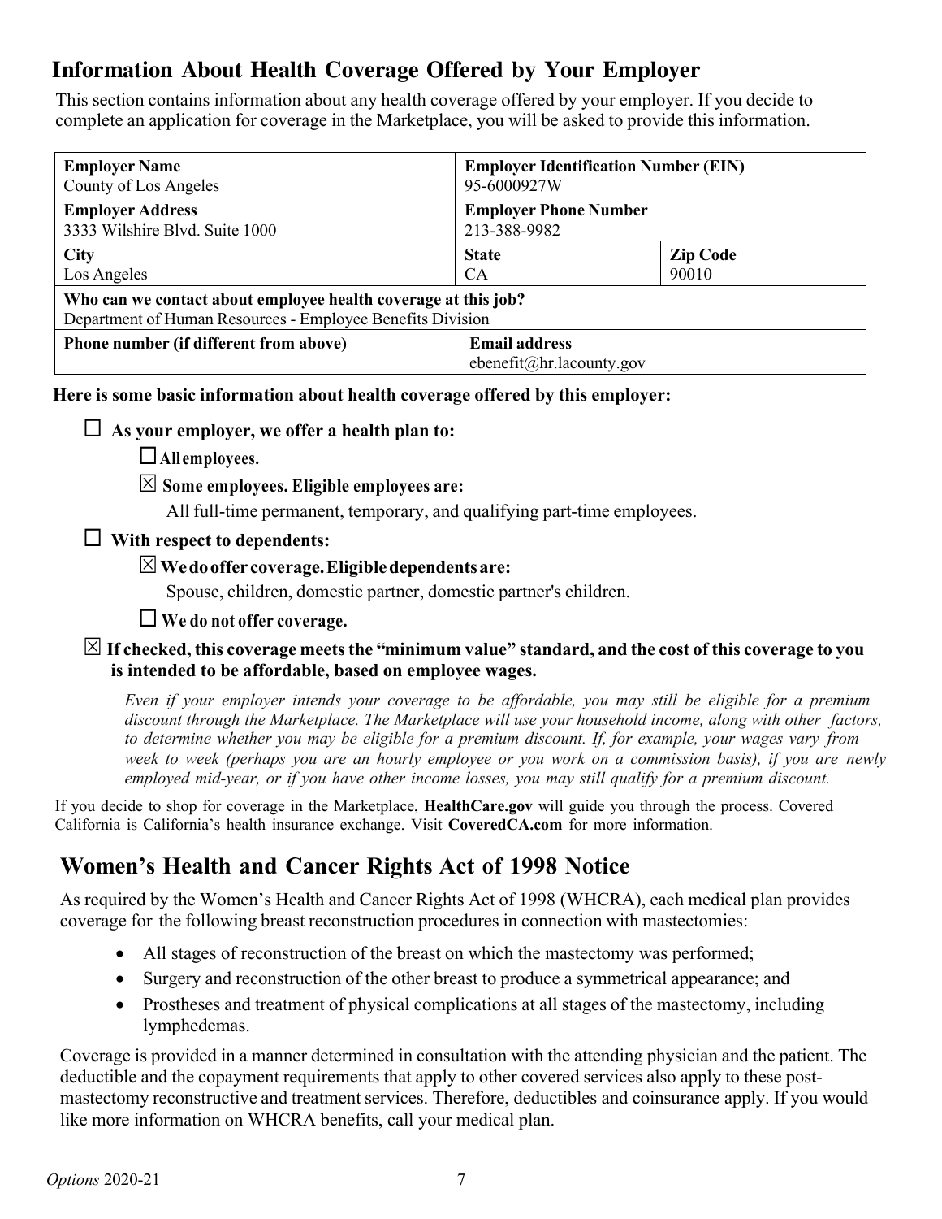## Information About Health Coverage Offered by Your Employer

This section contains information about any health coverage offered by your employer. If you decide to complete an application for coverage in the Marketplace, you will be asked to provide this information.

| **Employer Name**<br>County of Los Angeles | **Employer Identification Number (EIN)**<br>95-6000927W | |
|---|---|---|
| **Employer Address**<br>3333 Wilshire Blvd. Suite 1000 | **Employer Phone Number**<br>213-388-9982 | |
| **City**<br>Los Angeles | **State**<br>CA | **Zip Code**<br>90010 |
| **Who can we contact about employee health coverage at this job?**<br>Department of Human Resources - Employee Benefits Division | | |
| **Phone number (if different from above)** | **Email address**<br>ebenefit@hr.lacounty.gov | |

**Here is some basic information about health coverage offered by this employer:**

☐ **As your employer, we offer a health plan to:**

- ☐ **All employees.**
- ☒ **Some employees. Eligible employees are:**

  All full-time permanent, temporary, and qualifying part-time employees.

☐ **With respect to dependents:**

- ☒ **We do offer coverage. Eligible dependents are:**

  Spouse, children, domestic partner, domestic partner's children.

- ☐ **We do not offer coverage.**

☒ **If checked, this coverage meets the "minimum value" standard, and the cost of this coverage to you is intended to be affordable, based on employee wages.**

*Even if your employer intends your coverage to be affordable, you may still be eligible for a premium discount through the Marketplace. The Marketplace will use your household income, along with other factors, to determine whether you may be eligible for a premium discount. If, for example, your wages vary from week to week (perhaps you are an hourly employee or you work on a commission basis), if you are newly employed mid-year, or if you have other income losses, you may still qualify for a premium discount.*

If you decide to shop for coverage in the Marketplace, **HealthCare.gov** will guide you through the process. Covered California is California's health insurance exchange. Visit **CoveredCA.com** for more information.

## Women's Health and Cancer Rights Act of 1998 Notice

As required by the Women's Health and Cancer Rights Act of 1998 (WHCRA), each medical plan provides coverage for the following breast reconstruction procedures in connection with mastectomies:

- All stages of reconstruction of the breast on which the mastectomy was performed;
- Surgery and reconstruction of the other breast to produce a symmetrical appearance; and
- Prostheses and treatment of physical complications at all stages of the mastectomy, including lymphedemas.

Coverage is provided in a manner determined in consultation with the attending physician and the patient. The deductible and the copayment requirements that apply to other covered services also apply to these post-mastectomy reconstructive and treatment services. Therefore, deductibles and coinsurance apply. If you would like more information on WHCRA benefits, call your medical plan.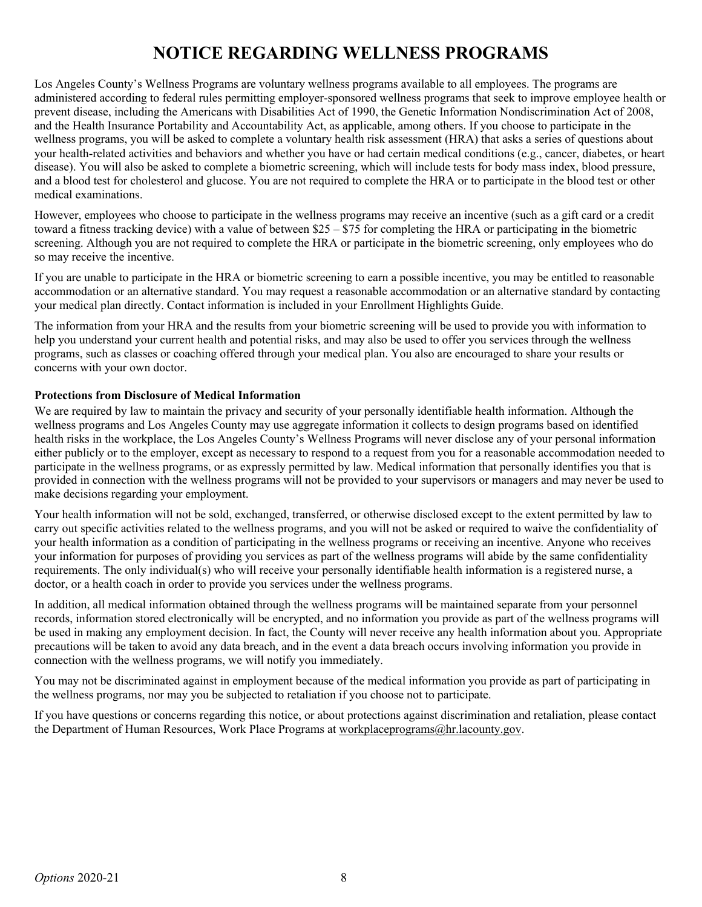# NOTICE REGARDING WELLNESS PROGRAMS

Los Angeles County's Wellness Programs are voluntary wellness programs available to all employees. The programs are administered according to federal rules permitting employer-sponsored wellness programs that seek to improve employee health or prevent disease, including the Americans with Disabilities Act of 1990, the Genetic Information Nondiscrimination Act of 2008, and the Health Insurance Portability and Accountability Act, as applicable, among others. If you choose to participate in the wellness programs, you will be asked to complete a voluntary health risk assessment (HRA) that asks a series of questions about your health-related activities and behaviors and whether you have or had certain medical conditions (e.g., cancer, diabetes, or heart disease). You will also be asked to complete a biometric screening, which will include tests for body mass index, blood pressure, and a blood test for cholesterol and glucose. You are not required to complete the HRA or to participate in the blood test or other medical examinations.

However, employees who choose to participate in the wellness programs may receive an incentive (such as a gift card or a credit toward a fitness tracking device) with a value of between $25 – $75 for completing the HRA or participating in the biometric screening. Although you are not required to complete the HRA or participate in the biometric screening, only employees who do so may receive the incentive.

If you are unable to participate in the HRA or biometric screening to earn a possible incentive, you may be entitled to reasonable accommodation or an alternative standard. You may request a reasonable accommodation or an alternative standard by contacting your medical plan directly. Contact information is included in your Enrollment Highlights Guide.

The information from your HRA and the results from your biometric screening will be used to provide you with information to help you understand your current health and potential risks, and may also be used to offer you services through the wellness programs, such as classes or coaching offered through your medical plan. You also are encouraged to share your results or concerns with your own doctor.

**Protections from Disclosure of Medical Information**

We are required by law to maintain the privacy and security of your personally identifiable health information. Although the wellness programs and Los Angeles County may use aggregate information it collects to design programs based on identified health risks in the workplace, the Los Angeles County's Wellness Programs will never disclose any of your personal information either publicly or to the employer, except as necessary to respond to a request from you for a reasonable accommodation needed to participate in the wellness programs, or as expressly permitted by law. Medical information that personally identifies you that is provided in connection with the wellness programs will not be provided to your supervisors or managers and may never be used to make decisions regarding your employment.

Your health information will not be sold, exchanged, transferred, or otherwise disclosed except to the extent permitted by law to carry out specific activities related to the wellness programs, and you will not be asked or required to waive the confidentiality of your health information as a condition of participating in the wellness programs or receiving an incentive. Anyone who receives your information for purposes of providing you services as part of the wellness programs will abide by the same confidentiality requirements. The only individual(s) who will receive your personally identifiable health information is a registered nurse, a doctor, or a health coach in order to provide you services under the wellness programs.

In addition, all medical information obtained through the wellness programs will be maintained separate from your personnel records, information stored electronically will be encrypted, and no information you provide as part of the wellness programs will be used in making any employment decision. In fact, the County will never receive any health information about you. Appropriate precautions will be taken to avoid any data breach, and in the event a data breach occurs involving information you provide in connection with the wellness programs, we will notify you immediately.

You may not be discriminated against in employment because of the medical information you provide as part of participating in the wellness programs, nor may you be subjected to retaliation if you choose not to participate.

If you have questions or concerns regarding this notice, or about protections against discrimination and retaliation, please contact the Department of Human Resources, Work Place Programs at workplaceprograms@hr.lacounty.gov.